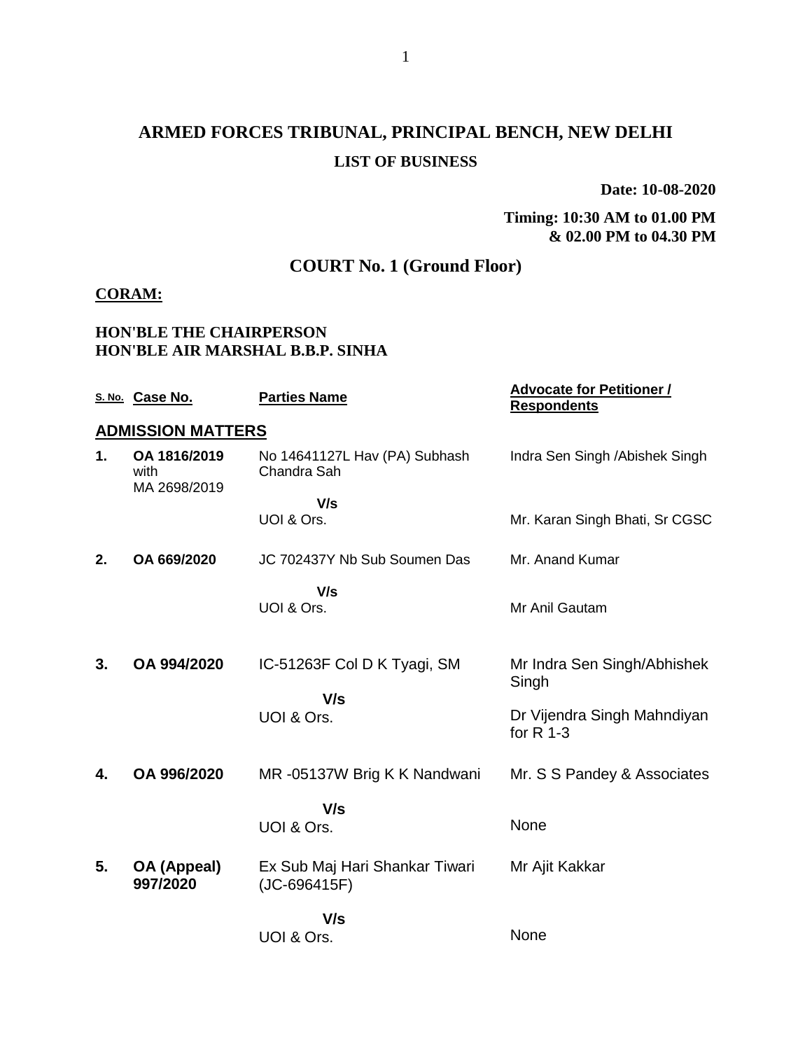# ARMED FORCES TRIBUNAL, PRINCIPAL BENCH, NEW DELHI

## LIST OF BUSINESS

**Date: 10-08-2020**

**Timing: 10:30 AM to 01.00 PM & 02.00 PM to 04.30 PM**

## COURT No. 1 (Ground Floor)

**CORAM:**

**HON'BLE THE CHAIRPERSON**
**HON'BLE AIR MARSHAL B.B.P. SINHA**

| S. No. | Case No. | Parties Name | Advocate for Petitioner / Respondents |
|---|---|---|---|
| **ADMISSION MATTERS** | | | |
| 1. | OA 1816/2019 with MA 2698/2019 | No 14641127L Hav (PA) Subhash Chandra Sah | Indra Sen Singh /Abishek Singh |
| | | V/s | |
| | | UOI & Ors. | Mr. Karan Singh Bhati, Sr CGSC |
| 2. | OA 669/2020 | JC 702437Y Nb Sub Soumen Das | Mr. Anand Kumar |
| | | V/s | |
| | | UOI & Ors. | Mr Anil Gautam |
| 3. | OA 994/2020 | IC-51263F Col D K Tyagi, SM | Mr Indra Sen Singh/Abhishek Singh |
| | | V/s | |
| | | UOI & Ors. | Dr Vijendra Singh Mahndiyan for R 1-3 |
| 4. | OA 996/2020 | MR -05137W Brig K K Nandwani | Mr. S S Pandey & Associates |
| | | V/s | |
| | | UOI & Ors. | None |
| 5. | OA (Appeal) 997/2020 | Ex Sub Maj Hari Shankar Tiwari (JC-696415F) | Mr Ajit Kakkar |
| | | V/s | |
| | | UOI & Ors. | None |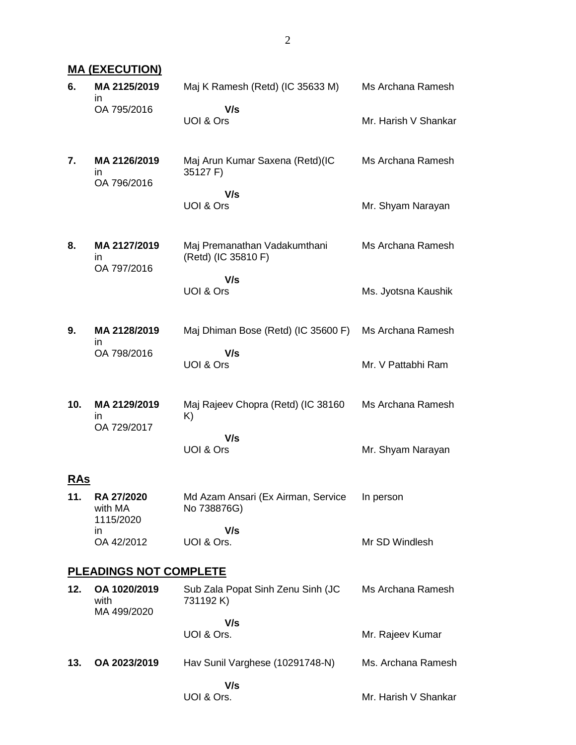## MA (EXECUTION)

| | | | |
|---|---|---|---|
| **6.** | **MA 2125/2019** in OA 795/2016 | Maj K Ramesh (Retd) (IC 35633 M) **V/s** UOI & Ors | Ms Archana Ramesh<br>Mr. Harish V Shankar |
| **7.** | **MA 2126/2019** in OA 796/2016 | Maj Arun Kumar Saxena (Retd)(IC 35127 F) **V/s** UOI & Ors | Ms Archana Ramesh<br>Mr. Shyam Narayan |
| **8.** | **MA 2127/2019** in OA 797/2016 | Maj Premanathan Vadakumthani (Retd) (IC 35810 F) **V/s** UOI & Ors | Ms Archana Ramesh<br>Ms. Jyotsna Kaushik |
| **9.** | **MA 2128/2019** in OA 798/2016 | Maj Dhiman Bose (Retd) (IC 35600 F) **V/s** UOI & Ors | Ms Archana Ramesh<br>Mr. V Pattabhi Ram |
| **10.** | **MA 2129/2019** in OA 729/2017 | Maj Rajeev Chopra (Retd) (IC 38160 K) **V/s** UOI & Ors | Ms Archana Ramesh<br>Mr. Shyam Narayan |

## RAs

| | | | |
|---|---|---|---|
| **11.** | **RA 27/2020** with MA 1115/2020 in OA 42/2012 | Md Azam Ansari (Ex Airman, Service No 738876G) **V/s** UOI & Ors. | In person<br>Mr SD Windlesh |

## PLEADINGS NOT COMPLETE

| | | | |
|---|---|---|---|
| **12.** | **OA 1020/2019** with MA 499/2020 | Sub Zala Popat Sinh Zenu Sinh (JC 731192 K) **V/s** UOI & Ors. | Ms Archana Ramesh<br>Mr. Rajeev Kumar |
| **13.** | **OA 2023/2019** | Hav Sunil Varghese (10291748-N) **V/s** UOI & Ors. | Ms. Archana Ramesh<br>Mr. Harish V Shankar |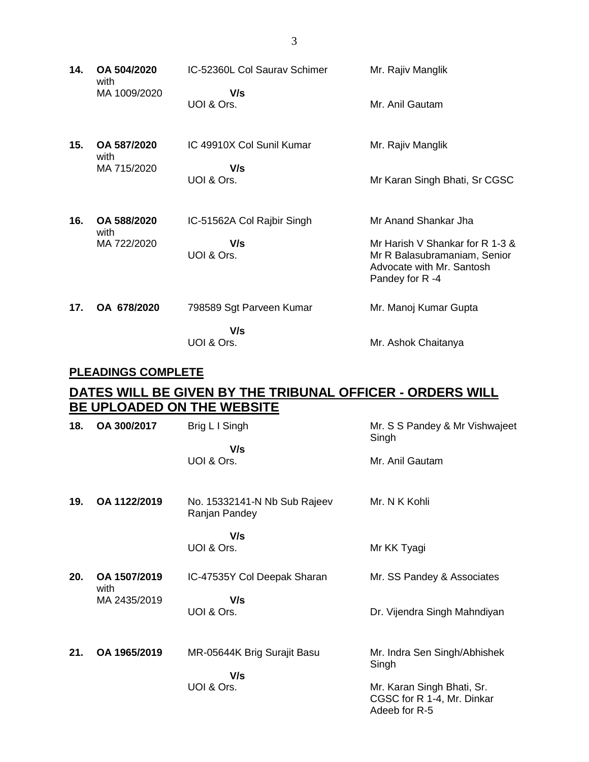| | | | |
|---|---|---|---|
| **14.** | **OA 504/2020** with MA 1009/2020 | IC-52360L Col Saurav Schimer **V/s** UOI & Ors. | Mr. Rajiv Manglik<br><br>Mr. Anil Gautam |
| **15.** | **OA 587/2020** with MA 715/2020 | IC 49910X Col Sunil Kumar **V/s** UOI & Ors. | Mr. Rajiv Manglik<br><br>Mr Karan Singh Bhati, Sr CGSC |
| **16.** | **OA 588/2020** with MA 722/2020 | IC-51562A Col Rajbir Singh **V/s** UOI & Ors. | Mr Anand Shankar Jha<br><br>Mr Harish V Shankar for R 1-3 & Mr R Balasubramaniam, Senior Advocate with Mr. Santosh Pandey for R -4 |
| **17.** | **OA 678/2020** | 798589 Sgt Parveen Kumar **V/s** UOI & Ors. | Mr. Manoj Kumar Gupta<br><br>Mr. Ashok Chaitanya |

## PLEADINGS COMPLETE

## DATES WILL BE GIVEN BY THE TRIBUNAL OFFICER - ORDERS WILL BE UPLOADED ON THE WEBSITE

| | | | |
|---|---|---|---|
| **18.** | **OA 300/2017** | Brig L I Singh **V/s** UOI & Ors. | Mr. S S Pandey & Mr Vishwajeet Singh<br><br>Mr. Anil Gautam |
| **19.** | **OA 1122/2019** | No. 15332141-N Nb Sub Rajeev Ranjan Pandey **V/s** UOI & Ors. | Mr. N K Kohli<br><br>Mr KK Tyagi |
| **20.** | **OA 1507/2019** with MA 2435/2019 | IC-47535Y Col Deepak Sharan **V/s** UOI & Ors. | Mr. SS Pandey & Associates<br><br>Dr. Vijendra Singh Mahndiyan |
| **21.** | **OA 1965/2019** | MR-05644K Brig Surajit Basu **V/s** UOI & Ors. | Mr. Indra Sen Singh/Abhishek Singh<br><br>Mr. Karan Singh Bhati, Sr. CGSC for R 1-4, Mr. Dinkar Adeeb for R-5 |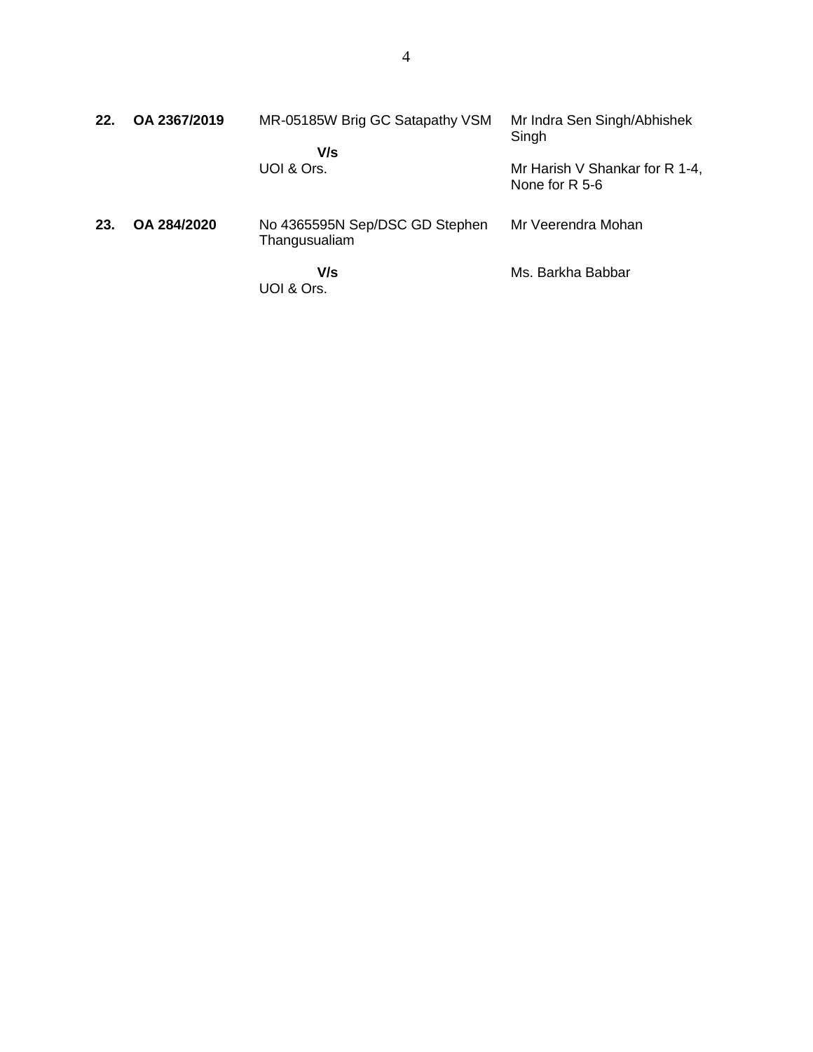| | | | |
|---|---|---|---|
| **22.** | **OA 2367/2019** | MR-05185W Brig GC Satapathy VSM<br><br>**V/s**<br>UOI & Ors. | Mr Indra Sen Singh/Abhishek Singh<br><br>Mr Harish V Shankar for R 1-4, None for R 5-6 |
| **23.** | **OA 284/2020** | No 4365595N Sep/DSC GD Stephen Thangusualiam<br><br>**V/s**<br>UOI & Ors. | Mr Veerendra Mohan<br><br>Ms. Barkha Babbar |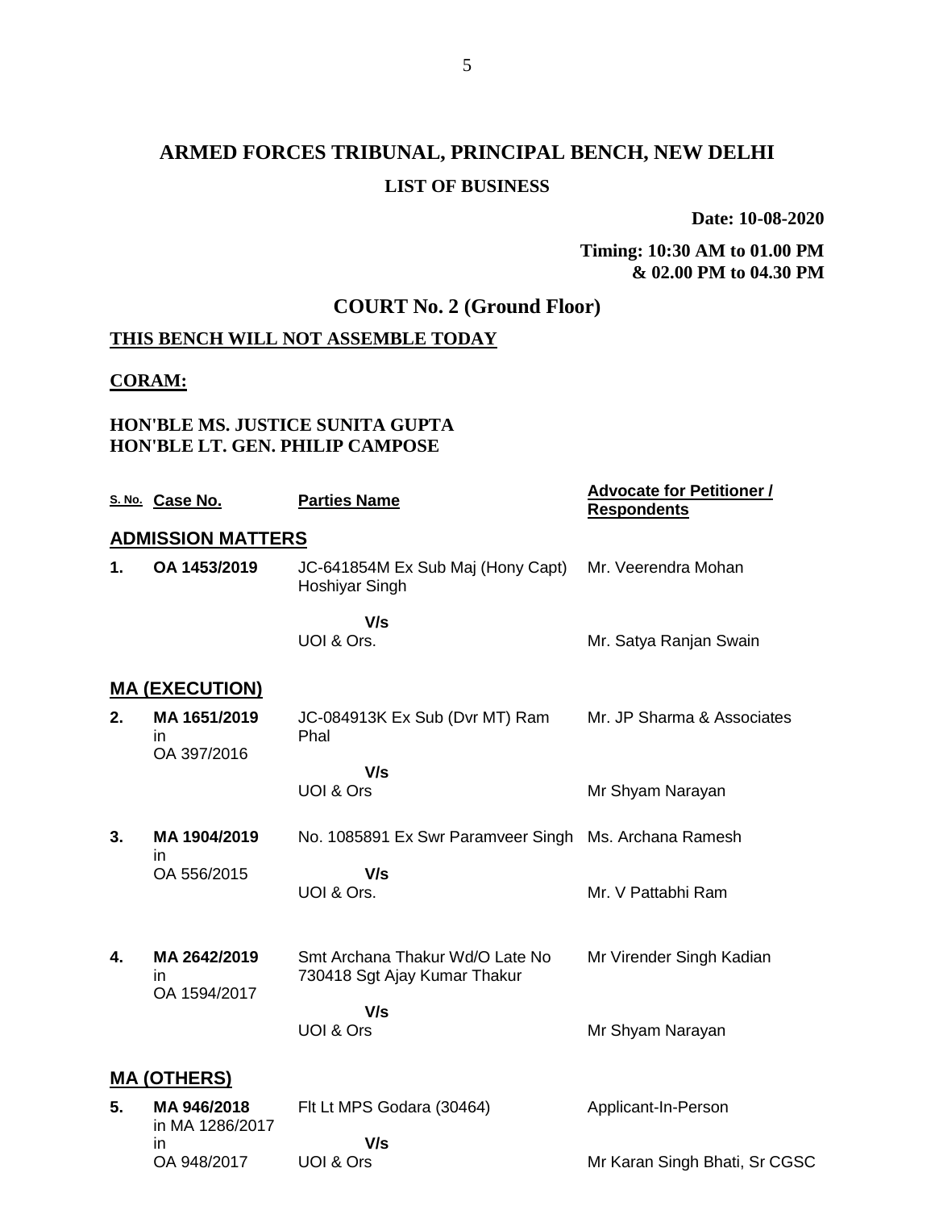# ARMED FORCES TRIBUNAL, PRINCIPAL BENCH, NEW DELHI

## LIST OF BUSINESS

**Date: 10-08-2020**

**Timing: 10:30 AM to 01.00 PM & 02.00 PM to 04.30 PM**

## COURT No. 2 (Ground Floor)

**THIS BENCH WILL NOT ASSEMBLE TODAY**

**CORAM:**

**HON'BLE MS. JUSTICE SUNITA GUPTA**
**HON'BLE LT. GEN. PHILIP CAMPOSE**

| S. No. | Case No. | Parties Name | Advocate for Petitioner / Respondents |
|---|---|---|---|
| **ADMISSION MATTERS** | | | |
| **1.** | **OA 1453/2019** | JC-641854M Ex Sub Maj (Hony Capt) Hoshiyar Singh | Mr. Veerendra Mohan |
| | | **V/s** | |
| | | UOI & Ors. | Mr. Satya Ranjan Swain |
| **MA (EXECUTION)** | | | |
| **2.** | **MA 1651/2019** in OA 397/2016 | JC-084913K Ex Sub (Dvr MT) Ram Phal | Mr. JP Sharma & Associates |
| | | **V/s** | |
| | | UOI & Ors | Mr Shyam Narayan |
| **3.** | **MA 1904/2019** in OA 556/2015 | No. 1085891 Ex Swr Paramveer Singh | Ms. Archana Ramesh |
| | | **V/s** | |
| | | UOI & Ors. | Mr. V Pattabhi Ram |
| **4.** | **MA 2642/2019** in OA 1594/2017 | Smt Archana Thakur Wd/O Late No 730418 Sgt Ajay Kumar Thakur | Mr Virender Singh Kadian |
| | | **V/s** | |
| | | UOI & Ors | Mr Shyam Narayan |
| **MA (OTHERS)** | | | |
| **5.** | **MA 946/2018** in MA 1286/2017 in OA 948/2017 | Flt Lt MPS Godara (30464) | Applicant-In-Person |
| | | **V/s** | |
| | | UOI & Ors | Mr Karan Singh Bhati, Sr CGSC |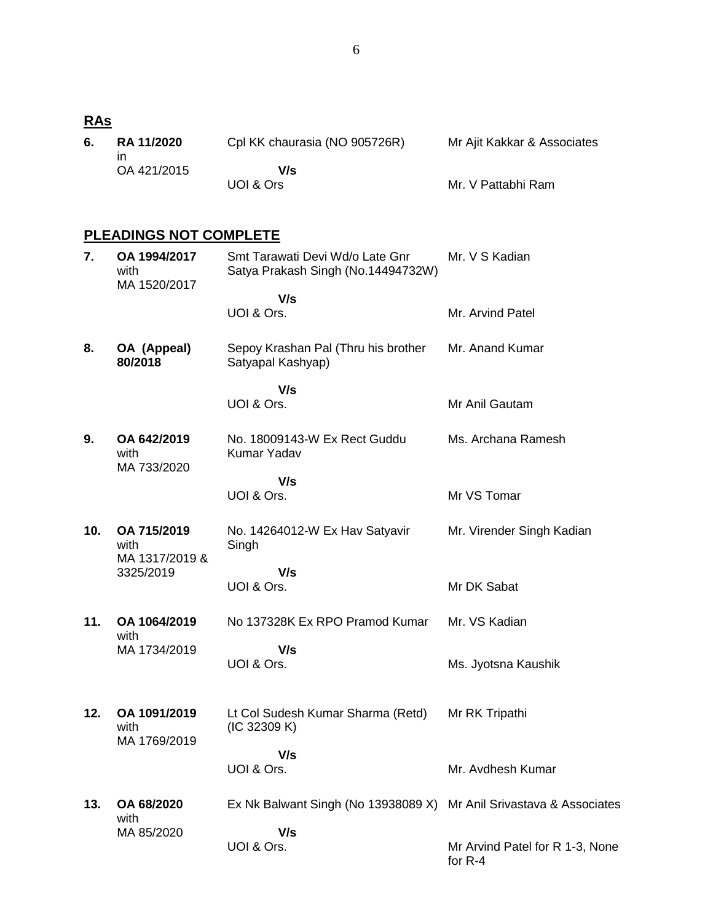## RAs

| | | | |
|---|---|---|---|
| **6.** | **RA 11/2020** in OA 421/2015 | Cpl KK chaurasia (NO 905726R)<br>**V/s**<br>UOI & Ors | Mr Ajit Kakkar & Associates<br><br>Mr. V Pattabhi Ram |

## PLEADINGS NOT COMPLETE

| | | | |
|---|---|---|---|
| **7.** | **OA 1994/2017** with MA 1520/2017 | Smt Tarawati Devi Wd/o Late Gnr Satya Prakash Singh (No.14494732W)<br>**V/s**<br>UOI & Ors. | Mr. V S Kadian<br><br>Mr. Arvind Patel |
| **8.** | **OA (Appeal) 80/2018** | Sepoy Krashan Pal (Thru his brother Satyapal Kashyap)<br>**V/s**<br>UOI & Ors. | Mr. Anand Kumar<br><br>Mr Anil Gautam |
| **9.** | **OA 642/2019** with MA 733/2020 | No. 18009143-W Ex Rect Guddu Kumar Yadav<br>**V/s**<br>UOI & Ors. | Ms. Archana Ramesh<br><br>Mr VS Tomar |
| **10.** | **OA 715/2019** with MA 1317/2019 & 3325/2019 | No. 14264012-W Ex Hav Satyavir Singh<br>**V/s**<br>UOI & Ors. | Mr. Virender Singh Kadian<br><br>Mr DK Sabat |
| **11.** | **OA 1064/2019** with MA 1734/2019 | No 137328K Ex RPO Pramod Kumar<br>**V/s**<br>UOI & Ors. | Mr. VS Kadian<br><br>Ms. Jyotsna Kaushik |
| **12.** | **OA 1091/2019** with MA 1769/2019 | Lt Col Sudesh Kumar Sharma (Retd) (IC 32309 K)<br>**V/s**<br>UOI & Ors. | Mr RK Tripathi<br><br>Mr. Avdhesh Kumar |
| **13.** | **OA 68/2020** with MA 85/2020 | Ex Nk Balwant Singh (No 13938089 X)<br>**V/s**<br>UOI & Ors. | Mr Anil Srivastava & Associates<br><br>Mr Arvind Patel for R 1-3, None for R-4 |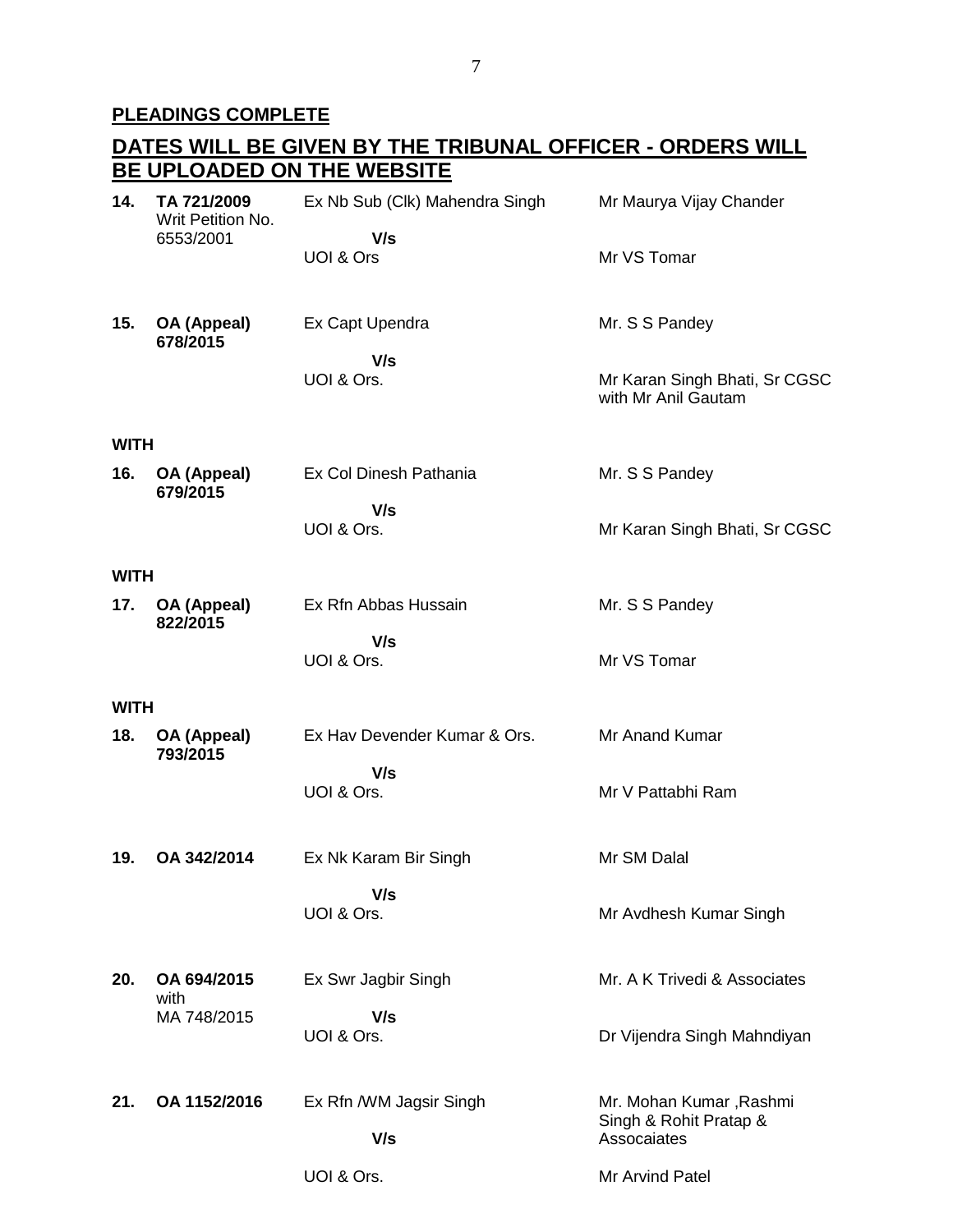**PLEADINGS COMPLETE**

**DATES WILL BE GIVEN BY THE TRIBUNAL OFFICER - ORDERS WILL BE UPLOADED ON THE WEBSITE**

| | | | |
|---|---|---|---|
| **14.** | **TA 721/2009** Writ Petition No. 6553/2001 | Ex Nb Sub (Clk) Mahendra Singh **V/s** UOI & Ors | Mr Maurya Vijay Chander / Mr VS Tomar |
| **15.** | **OA (Appeal) 678/2015** | Ex Capt Upendra **V/s** UOI & Ors. | Mr. S S Pandey / Mr Karan Singh Bhati, Sr CGSC with Mr Anil Gautam |
| **WITH** | | | |
| **16.** | **OA (Appeal) 679/2015** | Ex Col Dinesh Pathania **V/s** UOI & Ors. | Mr. S S Pandey / Mr Karan Singh Bhati, Sr CGSC |
| **WITH** | | | |
| **17.** | **OA (Appeal) 822/2015** | Ex Rfn Abbas Hussain **V/s** UOI & Ors. | Mr. S S Pandey / Mr VS Tomar |
| **WITH** | | | |
| **18.** | **OA (Appeal) 793/2015** | Ex Hav Devender Kumar & Ors. **V/s** UOI & Ors. | Mr Anand Kumar / Mr V Pattabhi Ram |
| **19.** | **OA 342/2014** | Ex Nk Karam Bir Singh **V/s** UOI & Ors. | Mr SM Dalal / Mr Avdhesh Kumar Singh |
| **20.** | **OA 694/2015** with MA 748/2015 | Ex Swr Jagbir Singh **V/s** UOI & Ors. | Mr. A K Trivedi & Associates / Dr Vijendra Singh Mahndiyan |
| **21.** | **OA 1152/2016** | Ex Rfn /WM Jagsir Singh **V/s** UOI & Ors. | Mr. Mohan Kumar ,Rashmi Singh & Rohit Pratap & Assocaiates / Mr Arvind Patel |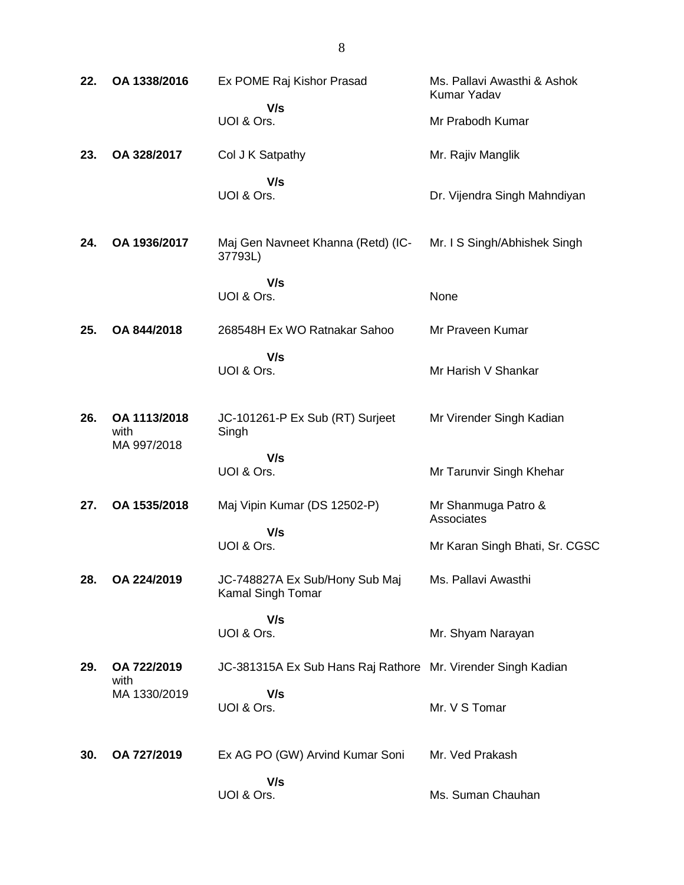| | | | |
|---|---|---|---|
| **22.** | **OA 1338/2016** | Ex POME Raj Kishor Prasad | Ms. Pallavi Awasthi & Ashok Kumar Yadav |
| | | **V/s** | |
| | | UOI & Ors. | Mr Prabodh Kumar |
| **23.** | **OA 328/2017** | Col J K Satpathy | Mr. Rajiv Manglik |
| | | **V/s** | |
| | | UOI & Ors. | Dr. Vijendra Singh Mahndiyan |
| **24.** | **OA 1936/2017** | Maj Gen Navneet Khanna (Retd) (IC-37793L) | Mr. I S Singh/Abhishek Singh |
| | | **V/s** | |
| | | UOI & Ors. | None |
| **25.** | **OA 844/2018** | 268548H Ex WO Ratnakar Sahoo | Mr Praveen Kumar |
| | | **V/s** | |
| | | UOI & Ors. | Mr Harish V Shankar |
| **26.** | **OA 1113/2018** with MA 997/2018 | JC-101261-P Ex Sub (RT) Surjeet Singh | Mr Virender Singh Kadian |
| | | **V/s** | |
| | | UOI & Ors. | Mr Tarunvir Singh Khehar |
| **27.** | **OA 1535/2018** | Maj Vipin Kumar (DS 12502-P) | Mr Shanmuga Patro & Associates |
| | | **V/s** | |
| | | UOI & Ors. | Mr Karan Singh Bhati, Sr. CGSC |
| **28.** | **OA 224/2019** | JC-748827A Ex Sub/Hony Sub Maj Kamal Singh Tomar | Ms. Pallavi Awasthi |
| | | **V/s** | |
| | | UOI & Ors. | Mr. Shyam Narayan |
| **29.** | **OA 722/2019** with MA 1330/2019 | JC-381315A Ex Sub Hans Raj Rathore | Mr. Virender Singh Kadian |
| | | **V/s** | |
| | | UOI & Ors. | Mr. V S Tomar |
| **30.** | **OA 727/2019** | Ex AG PO (GW) Arvind Kumar Soni | Mr. Ved Prakash |
| | | **V/s** | |
| | | UOI & Ors. | Ms. Suman Chauhan |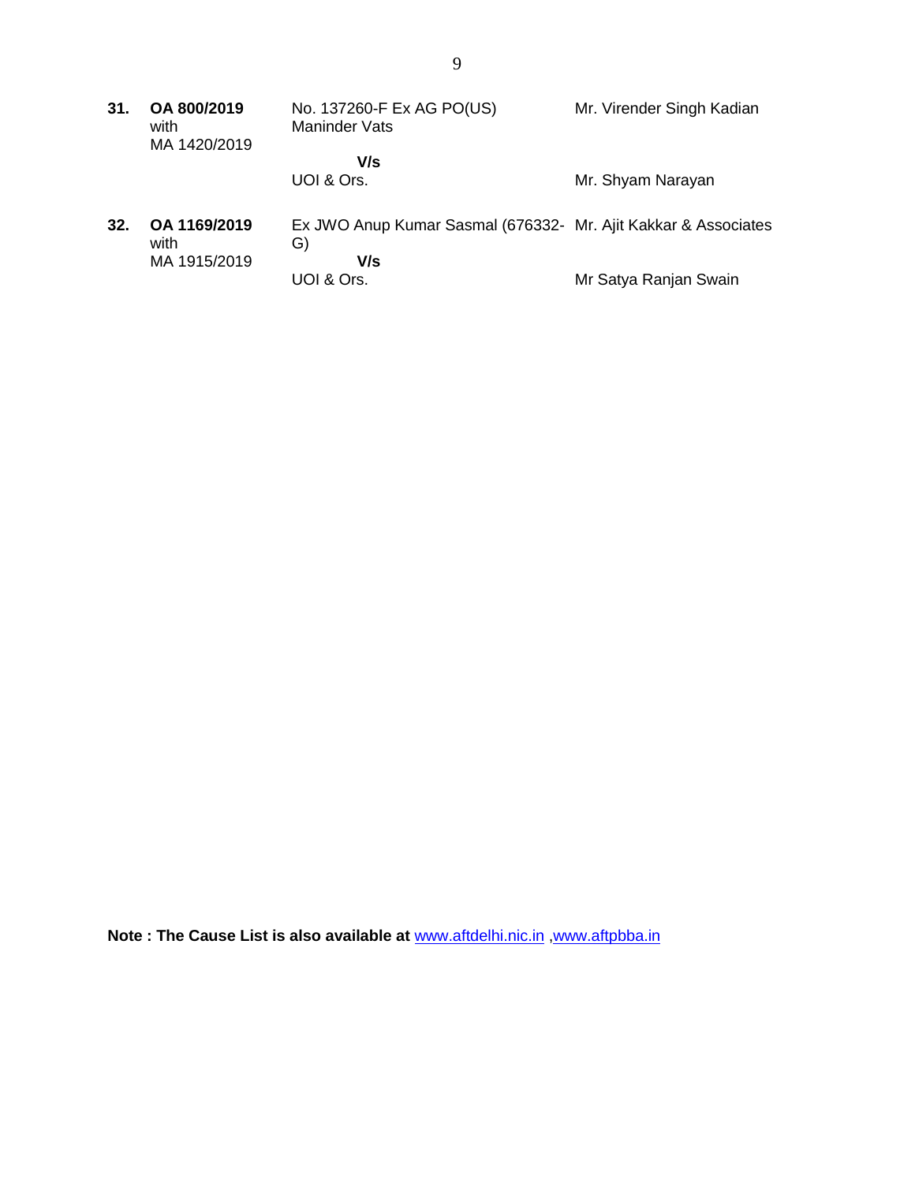| | | | |
|---|---|---|---|
| **31.** | **OA 800/2019** with MA 1420/2019 | No. 137260-F Ex AG PO(US) Maninder Vats **V/s** UOI & Ors. | Mr. Virender Singh Kadian<br><br>Mr. Shyam Narayan |
| **32.** | **OA 1169/2019** with MA 1915/2019 | Ex JWO Anup Kumar Sasmal (676332-G) **V/s** UOI & Ors. | Mr. Ajit Kakkar & Associates<br><br>Mr Satya Ranjan Swain |

**Note : The Cause List is also available at** www.aftdelhi.nic.in ,www.aftpbba.in